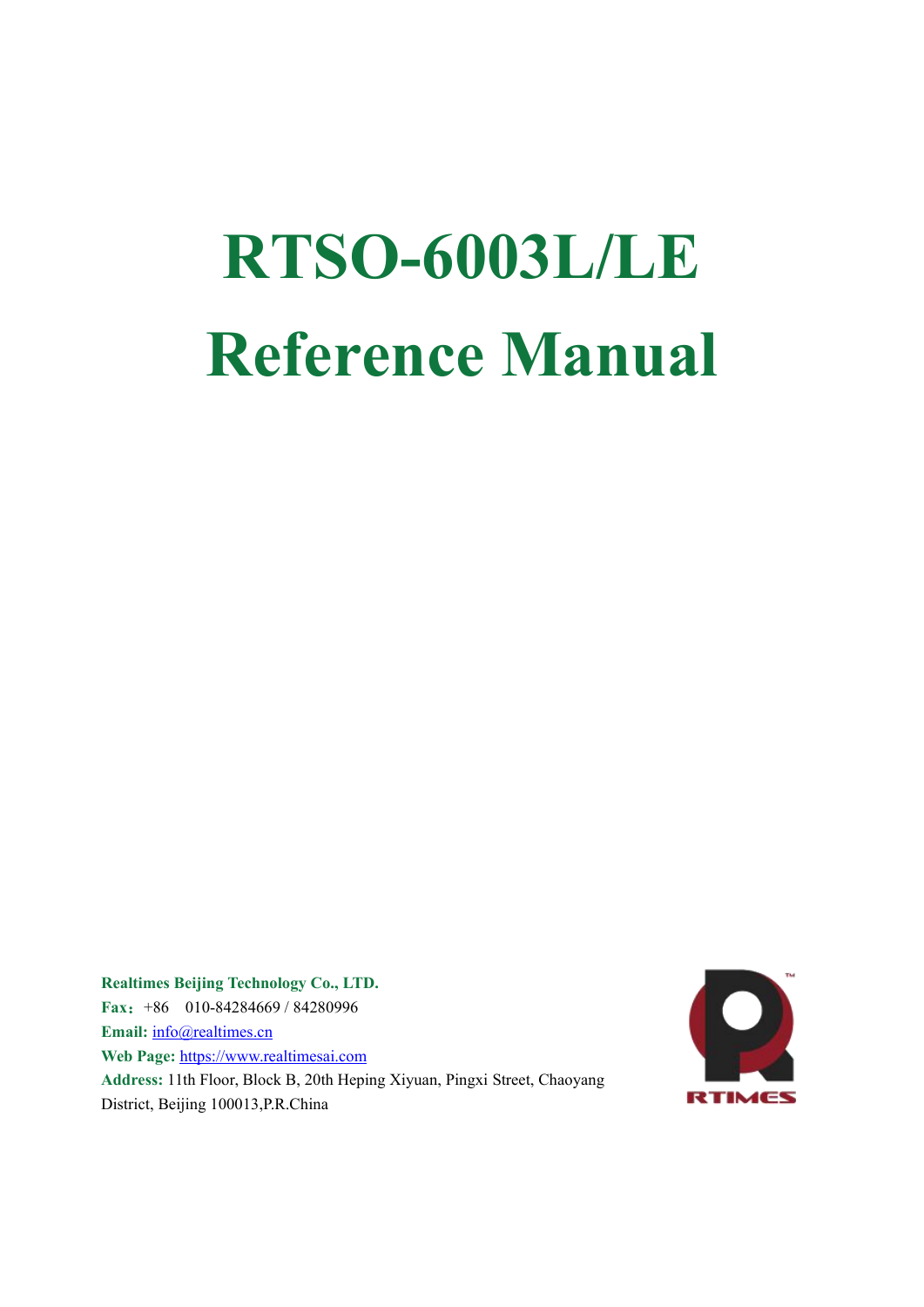# RTSO-6003L/LE

# Reference Manual

**Realtimes Beijing Technology Co., LTD.**

**Fax：** +86　010-84284669 / 84280996

**Email:** info@realtimes.cn

**Web Page:** https://www.realtimesai.com

**Address:** 11th Floor, Block B, 20th Heping Xiyuan, Pingxi Street, Chaoyang District, Beijing 100013,P.R.China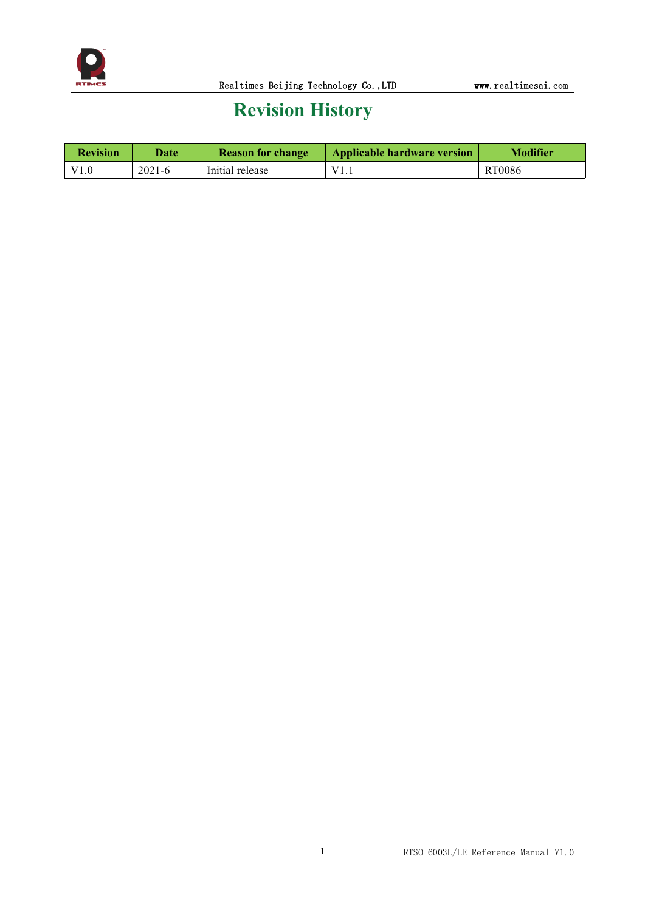# Revision History

| Revision | Date | Reason for change | Applicable hardware version | Modifier |
|---|---|---|---|---|
| V1.0 | 2021-6 | Initial release | V1.1 | RT0086 |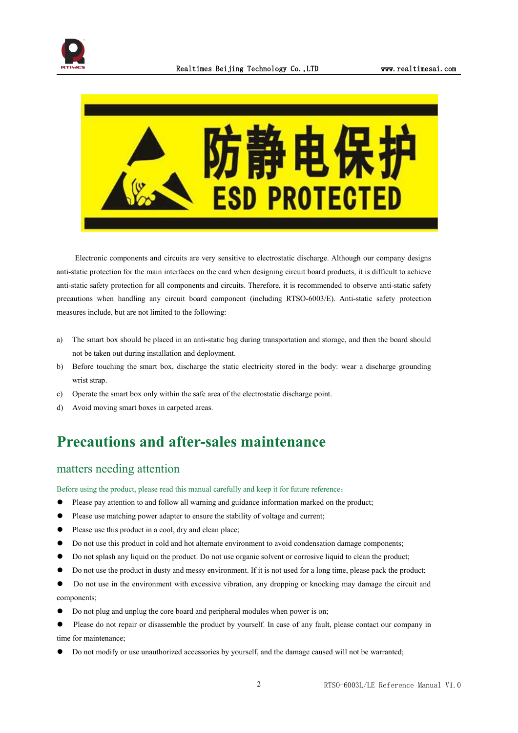防静电保护

ESD PROTECTED

Electronic components and circuits are very sensitive to electrostatic discharge. Although our company designs anti-static protection for the main interfaces on the card when designing circuit board products, it is difficult to achieve anti-static safety protection for all components and circuits. Therefore, it is recommended to observe anti-static safety precautions when handling any circuit board component (including RTSO-6003/E). Anti-static safety protection measures include, but are not limited to the following:

a) The smart box should be placed in an anti-static bag during transportation and storage, and then the board should not be taken out during installation and deployment.
b) Before touching the smart box, discharge the static electricity stored in the body: wear a discharge grounding wrist strap.
c) Operate the smart box only within the safe area of the electrostatic discharge point.
d) Avoid moving smart boxes in carpeted areas.

# Precautions and after-sales maintenance

## matters needing attention

Before using the product, please read this manual carefully and keep it for future reference：

- Please pay attention to and follow all warning and guidance information marked on the product;
- Please use matching power adapter to ensure the stability of voltage and current;
- Please use this product in a cool, dry and clean place;
- Do not use this product in cold and hot alternate environment to avoid condensation damage components;
- Do not splash any liquid on the product. Do not use organic solvent or corrosive liquid to clean the product;
- Do not use the product in dusty and messy environment. If it is not used for a long time, please pack the product;
- Do not use in the environment with excessive vibration, any dropping or knocking may damage the circuit and components;
- Do not plug and unplug the core board and peripheral modules when power is on;
- Please do not repair or disassemble the product by yourself. In case of any fault, please contact our company in time for maintenance;
- Do not modify or use unauthorized accessories by yourself, and the damage caused will not be warranted;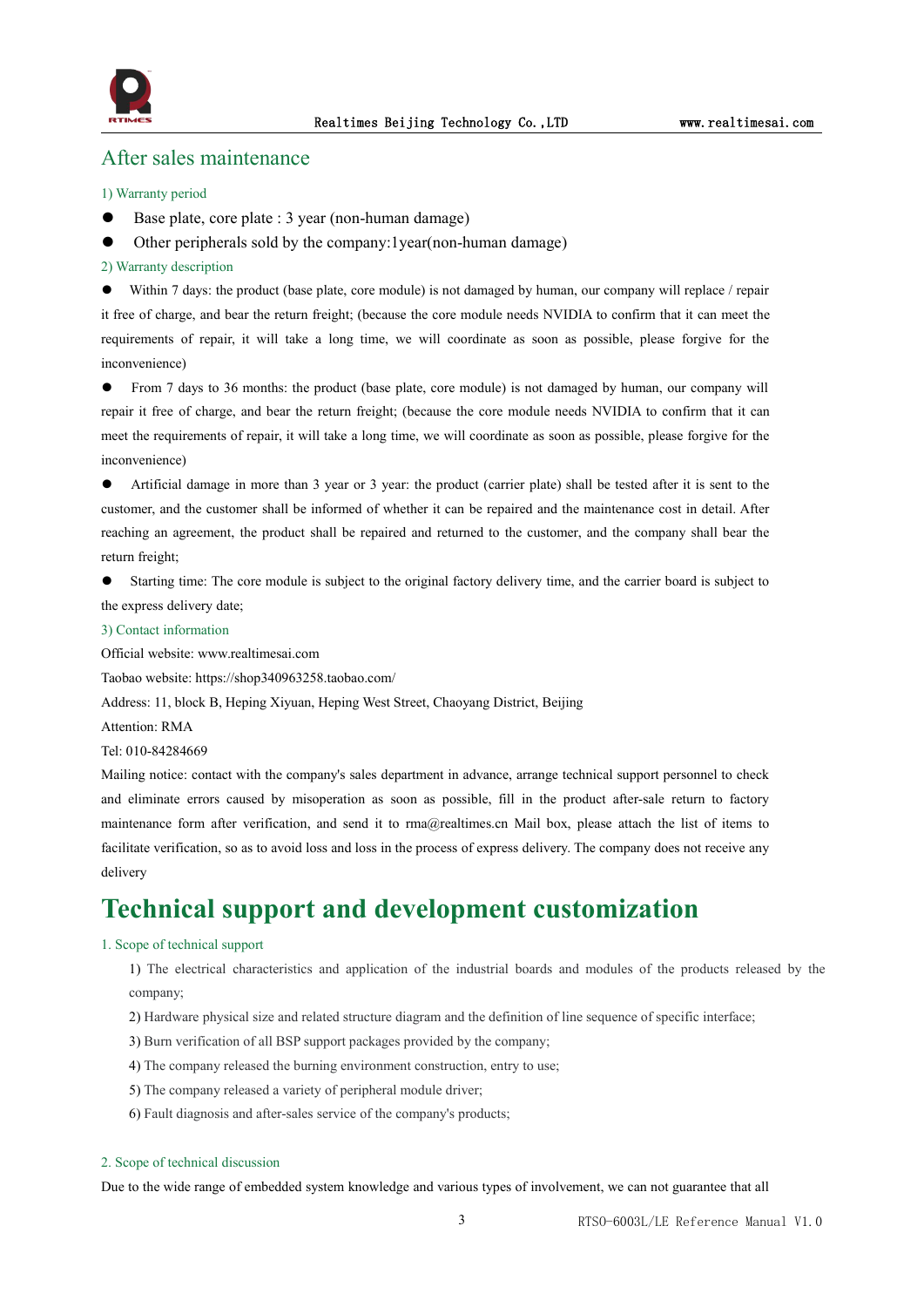## After sales maintenance

### 1) Warranty period

- Base plate, core plate : 3 year (non-human damage)
- Other peripherals sold by the company:1year(non-human damage)

### 2) Warranty description

- Within 7 days: the product (base plate, core module) is not damaged by human, our company will replace / repair it free of charge, and bear the return freight; (because the core module needs NVIDIA to confirm that it can meet the requirements of repair, it will take a long time, we will coordinate as soon as possible, please forgive for the inconvenience)
- From 7 days to 36 months: the product (base plate, core module) is not damaged by human, our company will repair it free of charge, and bear the return freight; (because the core module needs NVIDIA to confirm that it can meet the requirements of repair, it will take a long time, we will coordinate as soon as possible, please forgive for the inconvenience)
- Artificial damage in more than 3 year or 3 year: the product (carrier plate) shall be tested after it is sent to the customer, and the customer shall be informed of whether it can be repaired and the maintenance cost in detail. After reaching an agreement, the product shall be repaired and returned to the customer, and the company shall bear the return freight;
- Starting time: The core module is subject to the original factory delivery time, and the carrier board is subject to the express delivery date;

### 3) Contact information

Official website: www.realtimesai.com

Taobao website: https://shop340963258.taobao.com/

Address: 11, block B, Heping Xiyuan, Heping West Street, Chaoyang District, Beijing

Attention: RMA

Tel: 010-84284669

Mailing notice: contact with the company's sales department in advance, arrange technical support personnel to check and eliminate errors caused by misoperation as soon as possible, fill in the product after-sale return to factory maintenance form after verification, and send it to rma@realtimes.cn Mail box, please attach the list of items to facilitate verification, so as to avoid loss and loss in the process of express delivery. The company does not receive any delivery

# Technical support and development customization

### 1. Scope of technical support

1) The electrical characteristics and application of the industrial boards and modules of the products released by the company;

2) Hardware physical size and related structure diagram and the definition of line sequence of specific interface;

3) Burn verification of all BSP support packages provided by the company;

4) The company released the burning environment construction, entry to use;

5) The company released a variety of peripheral module driver;

6) Fault diagnosis and after-sales service of the company's products;

### 2. Scope of technical discussion

Due to the wide range of embedded system knowledge and various types of involvement, we can not guarantee that all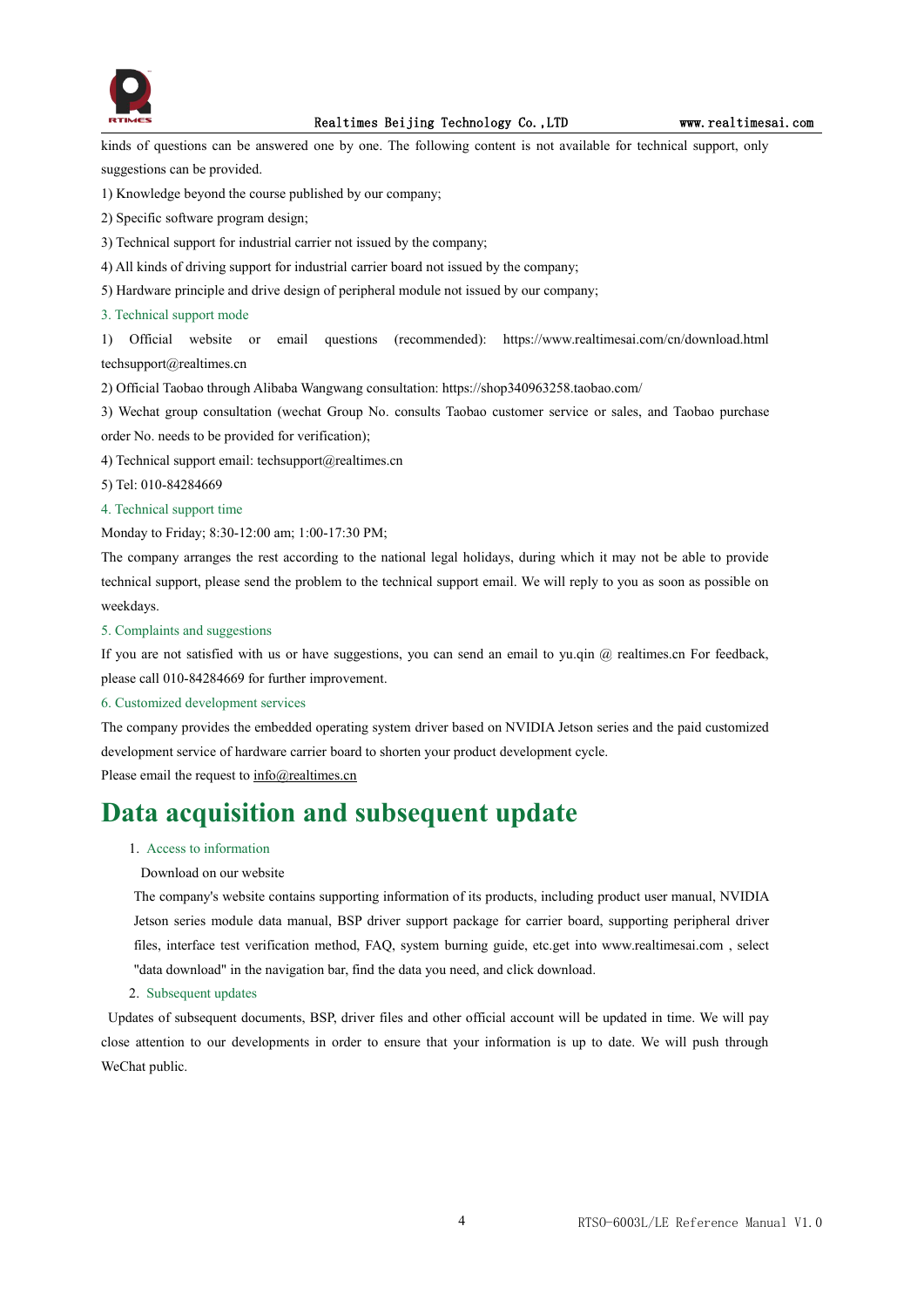kinds of questions can be answered one by one. The following content is not available for technical support, only suggestions can be provided.

1) Knowledge beyond the course published by our company;

2) Specific software program design;

3) Technical support for industrial carrier not issued by the company;

4) All kinds of driving support for industrial carrier board not issued by the company;

5) Hardware principle and drive design of peripheral module not issued by our company;

### 3. Technical support mode

1) Official website or email questions (recommended): https://www.realtimesai.com/cn/download.html techsupport@realtimes.cn

2) Official Taobao through Alibaba Wangwang consultation: https://shop340963258.taobao.com/

3) Wechat group consultation (wechat Group No. consults Taobao customer service or sales, and Taobao purchase order No. needs to be provided for verification);

4) Technical support email: techsupport@realtimes.cn

5) Tel: 010-84284669

### 4. Technical support time

Monday to Friday; 8:30-12:00 am; 1:00-17:30 PM;

The company arranges the rest according to the national legal holidays, during which it may not be able to provide technical support, please send the problem to the technical support email. We will reply to you as soon as possible on weekdays.

### 5. Complaints and suggestions

If you are not satisfied with us or have suggestions, you can send an email to yu.qin @ realtimes.cn For feedback, please call 010-84284669 for further improvement.

### 6. Customized development services

The company provides the embedded operating system driver based on NVIDIA Jetson series and the paid customized development service of hardware carrier board to shorten your product development cycle.

Please email the request to info@realtimes.cn

# Data acquisition and subsequent update

1. Access to information

   Download on our website

   The company's website contains supporting information of its products, including product user manual, NVIDIA Jetson series module data manual, BSP driver support package for carrier board, supporting peripheral driver files, interface test verification method, FAQ, system burning guide, etc.get into www.realtimesai.com , select "data download" in the navigation bar, find the data you need, and click download.

2. Subsequent updates

Updates of subsequent documents, BSP, driver files and other official account will be updated in time. We will pay close attention to our developments in order to ensure that your information is up to date. We will push through WeChat public.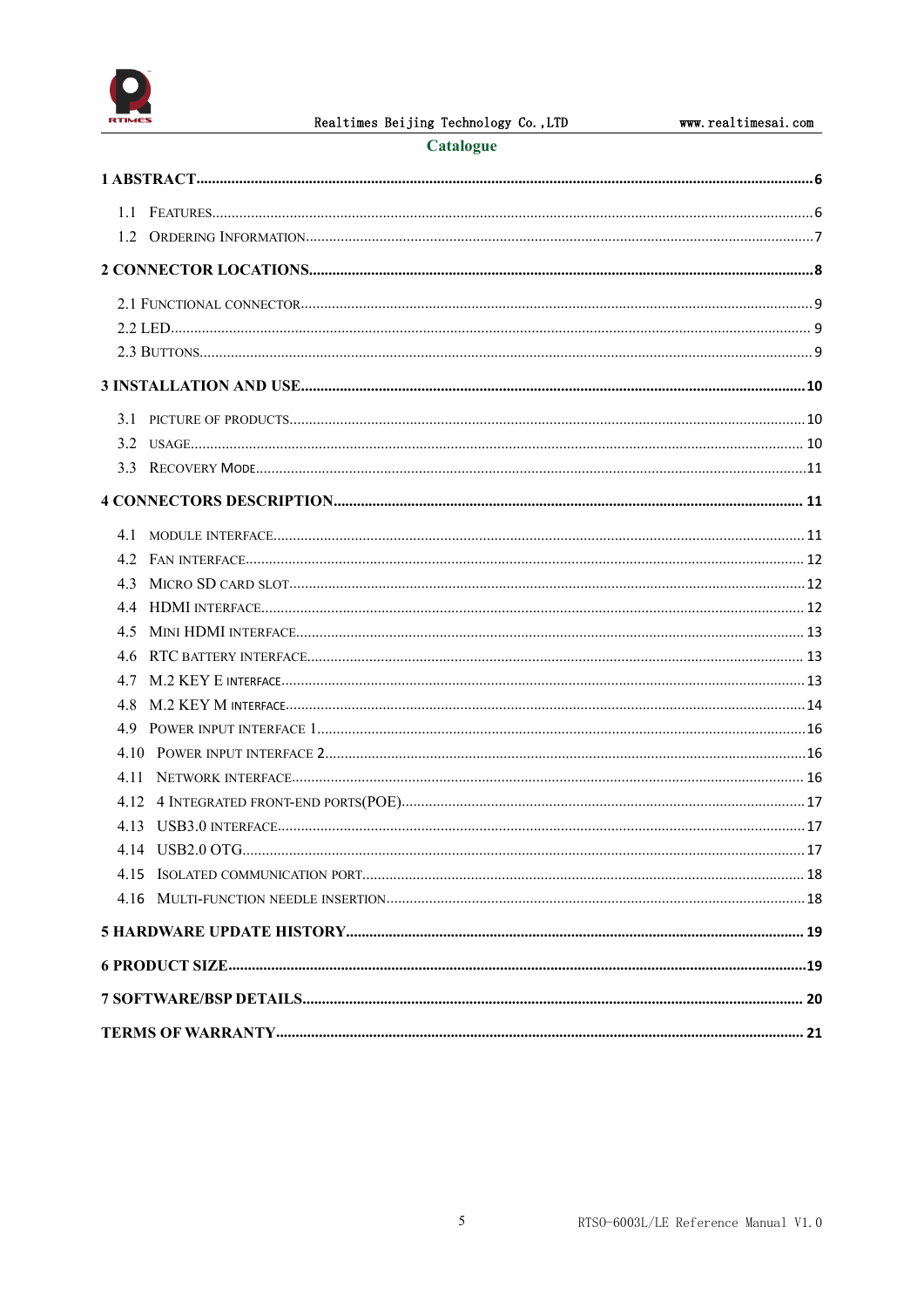# Catalogue

**1 ABSTRACT......6**

1.1 FEATURES......6

1.2 ORDERING INFORMATION......7

**2 CONNECTOR LOCATIONS......8**

2.1 FUNCTIONAL CONNECTOR......9

2.2 LED......9

2.3 BUTTONS......9

**3 INSTALLATION AND USE......10**

3.1 PICTURE OF PRODUCTS......10

3.2 USAGE......10

3.3 RECOVERY MODE......11

**4 CONNECTORS DESCRIPTION......11**

4.1 MODULE INTERFACE......11

4.2 FAN INTERFACE......12

4.3 MICRO SD CARD SLOT......12

4.4 HDMI INTERFACE......12

4.5 MINI HDMI INTERFACE......13

4.6 RTC BATTERY INTERFACE......13

4.7 M.2 KEY E INTERFACE......13

4.8 M.2 KEY M INTERFACE......14

4.9 POWER INPUT INTERFACE 1......16

4.10 POWER INPUT INTERFACE 2......16

4.11 NETWORK INTERFACE......16

4.12 4 INTEGRATED FRONT-END PORTS(POE)......17

4.13 USB3.0 INTERFACE......17

4.14 USB2.0 OTG......17

4.15 ISOLATED COMMUNICATION PORT......18

4.16 MULTI-FUNCTION NEEDLE INSERTION......18

**5 HARDWARE UPDATE HISTORY......19**

**6 PRODUCT SIZE......19**

**7 SOFTWARE/BSP DETAILS......20**

**TERMS OF WARRANTY......21**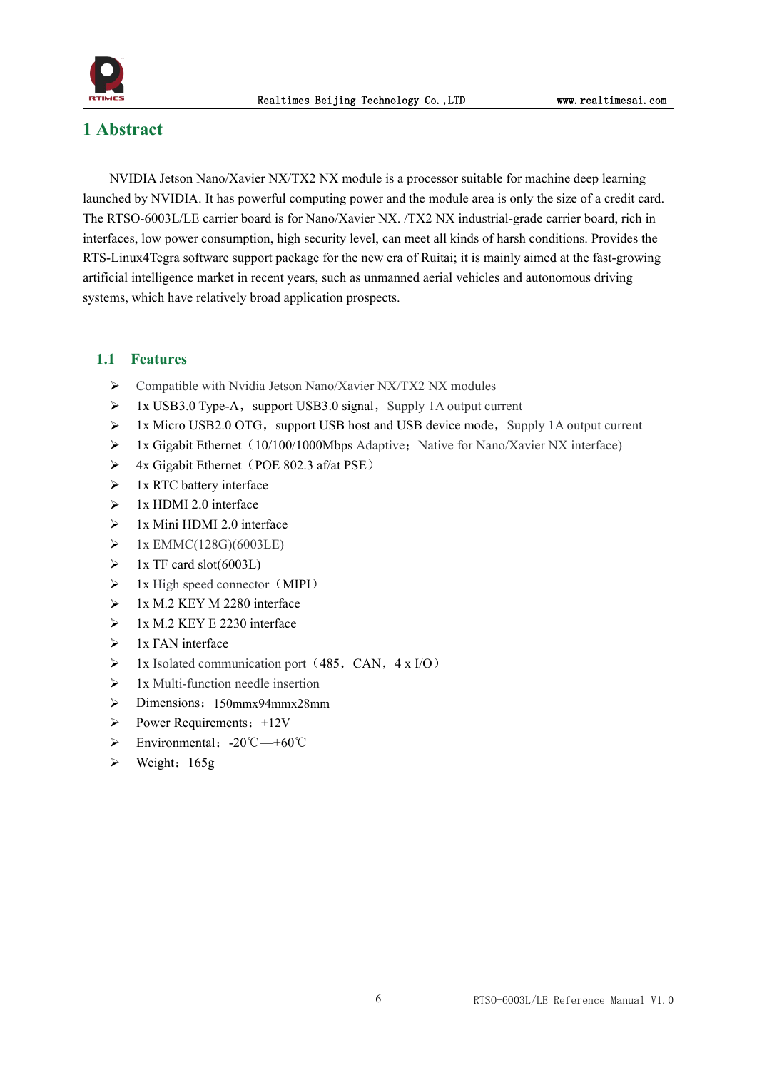# 1 Abstract

NVIDIA Jetson Nano/Xavier NX/TX2 NX module is a processor suitable for machine deep learning launched by NVIDIA. It has powerful computing power and the module area is only the size of a credit card. The RTSO-6003L/LE carrier board is for Nano/Xavier NX. /TX2 NX industrial-grade carrier board, rich in interfaces, low power consumption, high security level, can meet all kinds of harsh conditions. Provides the RTS-Linux4Tegra software support package for the new era of Ruitai; it is mainly aimed at the fast-growing artificial intelligence market in recent years, such as unmanned aerial vehicles and autonomous driving systems, which have relatively broad application prospects.

## 1.1 Features

- Compatible with Nvidia Jetson Nano/Xavier NX/TX2 NX modules
- 1x USB3.0 Type-A，support USB3.0 signal，Supply 1A output current
- 1x Micro USB2.0 OTG，support USB host and USB device mode，Supply 1A output current
- 1x Gigabit Ethernet（10/100/1000Mbps Adaptive；Native for Nano/Xavier NX interface)
- 4x Gigabit Ethernet（POE 802.3 af/at PSE）
- 1x RTC battery interface
- 1x HDMI 2.0 interface
- 1x Mini HDMI 2.0 interface
- 1x EMMC(128G)(6003LE)
- 1x TF card slot(6003L)
- 1x High speed connector（MIPI）
- 1x M.2 KEY M 2280 interface
- 1x M.2 KEY E 2230 interface
- 1x FAN interface
- 1x Isolated communication port（485，CAN，4 x I/O）
- 1x Multi-function needle insertion
- Dimensions：150mmx94mmx28mm
- Power Requirements：+12V
- Environmental：-20℃—+60℃
- Weight：165g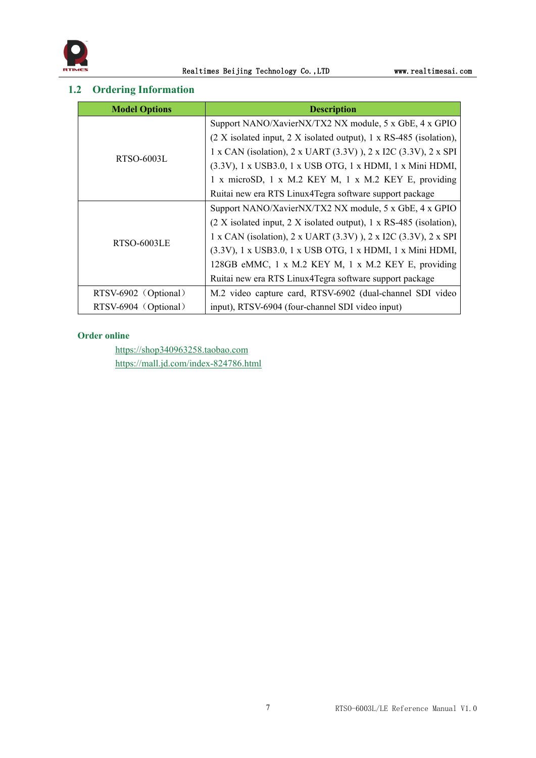## 1.2 Ordering Information

| Model Options | Description |
|---|---|
| RTSO-6003L | Support NANO/XavierNX/TX2 NX module, 5 x GbE, 4 x GPIO (2 X isolated input, 2 X isolated output), 1 x RS-485 (isolation), 1 x CAN (isolation), 2 x UART (3.3V) ), 2 x I2C (3.3V), 2 x SPI (3.3V), 1 x USB3.0, 1 x USB OTG, 1 x HDMI, 1 x Mini HDMI, 1 x microSD, 1 x M.2 KEY M, 1 x M.2 KEY E, providing Ruitai new era RTS Linux4Tegra software support package |
| RTSO-6003LE | Support NANO/XavierNX/TX2 NX module, 5 x GbE, 4 x GPIO (2 X isolated input, 2 X isolated output), 1 x RS-485 (isolation), 1 x CAN (isolation), 2 x UART (3.3V) ), 2 x I2C (3.3V), 2 x SPI (3.3V), 1 x USB3.0, 1 x USB OTG, 1 x HDMI, 1 x Mini HDMI, 128GB eMMC, 1 x M.2 KEY M, 1 x M.2 KEY E, providing Ruitai new era RTS Linux4Tegra software support package |
| RTSV-6902（Optional）<br>RTSV-6904（Optional） | M.2 video capture card, RTSV-6902 (dual-channel SDI video input), RTSV-6904 (four-channel SDI video input) |

**Order online**

https://shop340963258.taobao.com
https://mall.jd.com/index-824786.html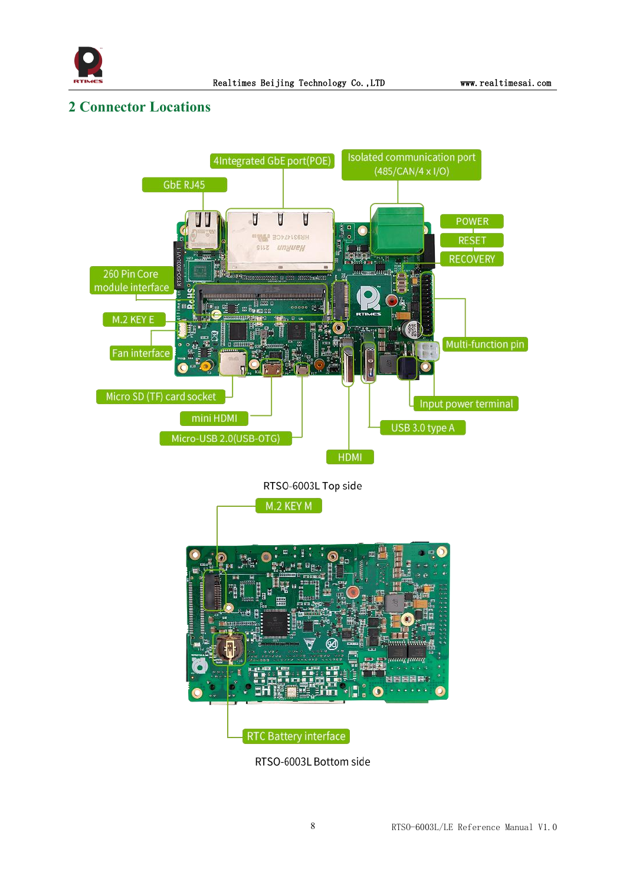# 2 Connector Locations

4Integrated GbE port(POE)

Isolated communication port (485/CAN/4 x I/O)

GbE RJ45

POWER

RESET

RECOVERY

260 Pin Core module interface

M.2 KEY E

Multi-function pin

Fan interface

Input power terminal

Micro SD (TF) card socket

mini HDMI

USB 3.0 type A

Micro-USB 2.0(USB-OTG)

HDMI

RTSO-6003L Top side

M.2 KEY M

RTC Battery interface

RTSO-6003L Bottom side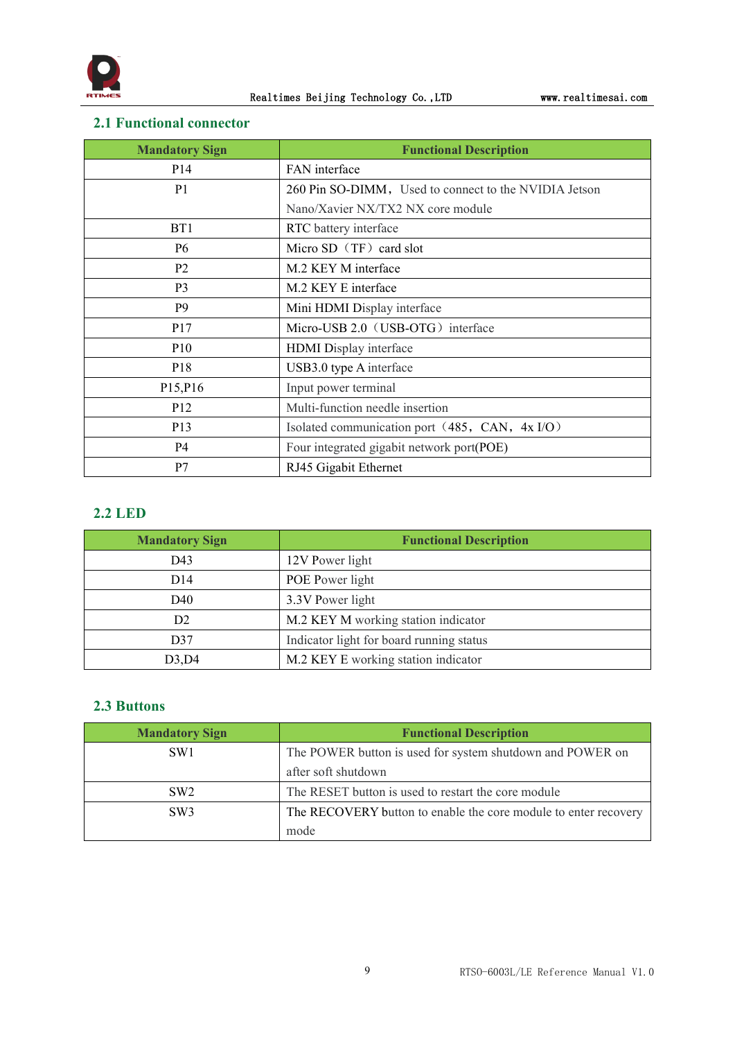## 2.1 Functional connector

| Mandatory Sign | Functional Description |
|---|---|
| P14 | FAN interface |
| P1 | 260 Pin SO-DIMM，Used to connect to the NVIDIA Jetson Nano/Xavier NX/TX2 NX core module |
| BT1 | RTC battery interface |
| P6 | Micro SD（TF）card slot |
| P2 | M.2 KEY M interface |
| P3 | M.2 KEY E interface |
| P9 | Mini HDMI Display interface |
| P17 | Micro-USB 2.0（USB-OTG）interface |
| P10 | HDMI Display interface |
| P18 | USB3.0 type A interface |
| P15,P16 | Input power terminal |
| P12 | Multi-function needle insertion |
| P13 | Isolated communication port（485，CAN，4x I/O） |
| P4 | Four integrated gigabit network port(POE) |
| P7 | RJ45 Gigabit Ethernet |

## 2.2 LED

| Mandatory Sign | Functional Description |
|---|---|
| D43 | 12V Power light |
| D14 | POE Power light |
| D40 | 3.3V Power light |
| D2 | M.2 KEY M working station indicator |
| D37 | Indicator light for board running status |
| D3,D4 | M.2 KEY E working station indicator |

## 2.3 Buttons

| Mandatory Sign | Functional Description |
|---|---|
| SW1 | The POWER button is used for system shutdown and POWER on after soft shutdown |
| SW2 | The RESET button is used to restart the core module |
| SW3 | The RECOVERY button to enable the core module to enter recovery mode |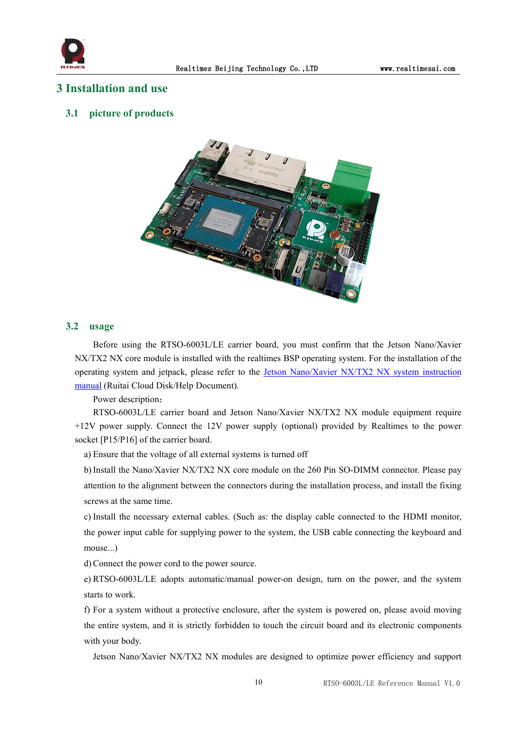# 3 Installation and use

## 3.1 picture of products

## 3.2 usage

Before using the RTSO-6003L/LE carrier board, you must confirm that the Jetson Nano/Xavier NX/TX2 NX core module is installed with the realtimes BSP operating system. For the installation of the operating system and jetpack, please refer to the Jetson Nano/Xavier NX/TX2 NX system instruction manual (Ruitai Cloud Disk/Help Document).

Power description：

RTSO-6003L/LE carrier board and Jetson Nano/Xavier NX/TX2 NX module equipment require +12V power supply. Connect the 12V power supply (optional) provided by Realtimes to the power socket [P15/P16] of the carrier board.

a) Ensure that the voltage of all external systems is turned off

b) Install the Nano/Xavier NX/TX2 NX core module on the 260 Pin SO-DIMM connector. Please pay attention to the alignment between the connectors during the installation process, and install the fixing screws at the same time.

c) Install the necessary external cables. (Such as: the display cable connected to the HDMI monitor, the power input cable for supplying power to the system, the USB cable connecting the keyboard and mouse...)

d) Connect the power cord to the power source.

e) RTSO-6003L/LE adopts automatic/manual power-on design, turn on the power, and the system starts to work.

f) For a system without a protective enclosure, after the system is powered on, please avoid moving the entire system, and it is strictly forbidden to touch the circuit board and its electronic components with your body.

Jetson Nano/Xavier NX/TX2 NX modules are designed to optimize power efficiency and support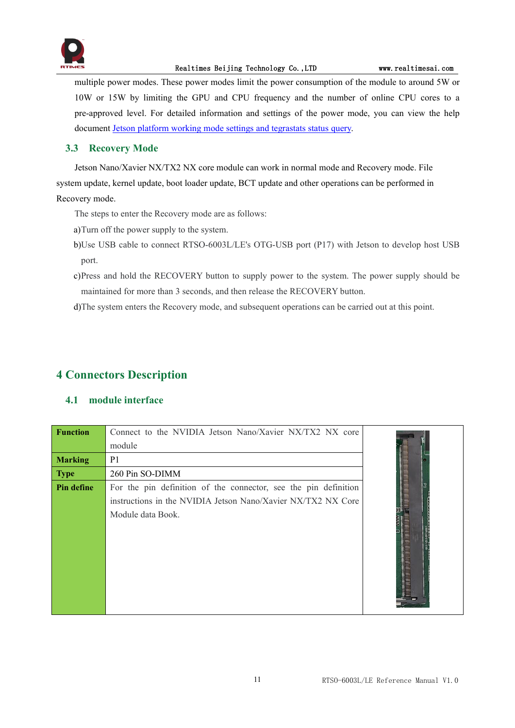multiple power modes. These power modes limit the power consumption of the module to around 5W or 10W or 15W by limiting the GPU and CPU frequency and the number of online CPU cores to a pre-approved level. For detailed information and settings of the power mode, you can view the help document Jetson platform working mode settings and tegrastats status query.

## 3.3 Recovery Mode

Jetson Nano/Xavier NX/TX2 NX core module can work in normal mode and Recovery mode. File system update, kernel update, boot loader update, BCT update and other operations can be performed in Recovery mode.

The steps to enter the Recovery mode are as follows:

a) Turn off the power supply to the system.

b) Use USB cable to connect RTSO-6003L/LE's OTG-USB port (P17) with Jetson to develop host USB port.

c) Press and hold the RECOVERY button to supply power to the system. The power supply should be maintained for more than 3 seconds, and then release the RECOVERY button.

d) The system enters the Recovery mode, and subsequent operations can be carried out at this point.

# 4 Connectors Description

## 4.1 module interface

| **Function** | Connect to the NVIDIA Jetson Nano/Xavier NX/TX2 NX core module |
|---|---|
| **Marking** | P1 |
| **Type** | 260 Pin SO-DIMM |
| **Pin define** | For the pin definition of the connector, see the pin definition instructions in the NVIDIA Jetson Nano/Xavier NX/TX2 NX Core Module data Book. |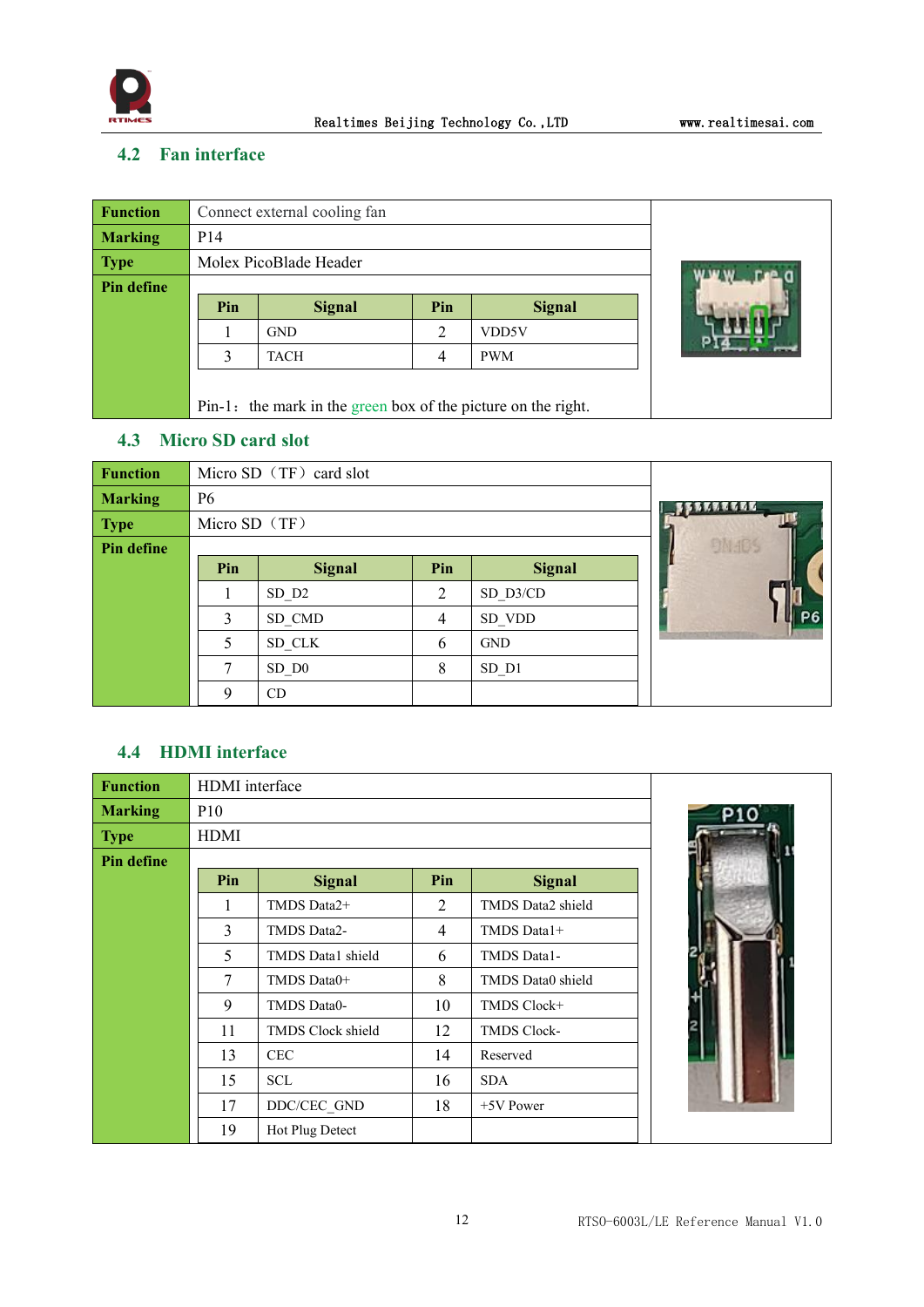## 4.2 Fan interface

| Function | Connect external cooling fan |
|---|---|
| Marking | P14 |
| Type | Molex PicoBlade Header |
| Pin define | |

| Pin | Signal | Pin | Signal |
|---|---|---|---|
| 1 | GND | 2 | VDD5V |
| 3 | TACH | 4 | PWM |

Pin-1：the mark in the green box of the picture on the right.

## 4.3 Micro SD card slot

| Function | Micro SD（TF）card slot |
|---|---|
| Marking | P6 |
| Type | Micro SD（TF） |
| Pin define | |

| Pin | Signal | Pin | Signal |
|---|---|---|---|
| 1 | SD_D2 | 2 | SD_D3/CD |
| 3 | SD_CMD | 4 | SD_VDD |
| 5 | SD_CLK | 6 | GND |
| 7 | SD_D0 | 8 | SD_D1 |
| 9 | CD | | |

## 4.4 HDMI interface

| Function | HDMI interface |
|---|---|
| Marking | P10 |
| Type | HDMI |
| Pin define | |

| Pin | Signal | Pin | Signal |
|---|---|---|---|
| 1 | TMDS Data2+ | 2 | TMDS Data2 shield |
| 3 | TMDS Data2- | 4 | TMDS Data1+ |
| 5 | TMDS Data1 shield | 6 | TMDS Data1- |
| 7 | TMDS Data0+ | 8 | TMDS Data0 shield |
| 9 | TMDS Data0- | 10 | TMDS Clock+ |
| 11 | TMDS Clock shield | 12 | TMDS Clock- |
| 13 | CEC | 14 | Reserved |
| 15 | SCL | 16 | SDA |
| 17 | DDC/CEC_GND | 18 | +5V Power |
| 19 | Hot Plug Detect | | |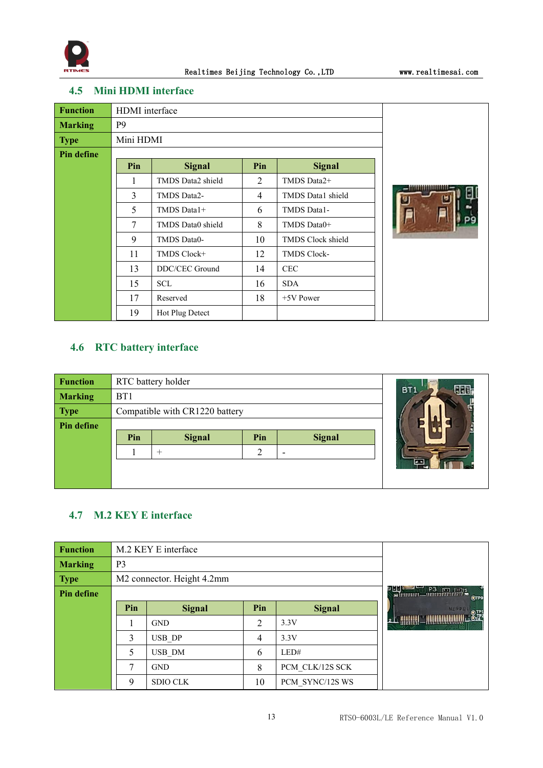## 4.5 Mini HDMI interface

| Function | HDMI interface |
|---|---|
| Marking | P9 |
| Type | Mini HDMI |
| Pin define | |

| Pin | Signal | Pin | Signal |
|---|---|---|---|
| 1 | TMDS Data2 shield | 2 | TMDS Data2+ |
| 3 | TMDS Data2- | 4 | TMDS Data1 shield |
| 5 | TMDS Data1+ | 6 | TMDS Data1- |
| 7 | TMDS Data0 shield | 8 | TMDS Data0+ |
| 9 | TMDS Data0- | 10 | TMDS Clock shield |
| 11 | TMDS Clock+ | 12 | TMDS Clock- |
| 13 | DDC/CEC Ground | 14 | CEC |
| 15 | SCL | 16 | SDA |
| 17 | Reserved | 18 | +5V Power |
| 19 | Hot Plug Detect | | |

## 4.6 RTC battery interface

| Function | RTC battery holder |
|---|---|
| Marking | BT1 |
| Type | Compatible with CR1220 battery |
| Pin define | |

| Pin | Signal | Pin | Signal |
|---|---|---|---|
| 1 | + | 2 | - |

## 4.7 M.2 KEY E interface

| Function | M.2 KEY E interface |
|---|---|
| Marking | P3 |
| Type | M2 connector. Height 4.2mm |
| Pin define | |

| Pin | Signal | Pin | Signal |
|---|---|---|---|
| 1 | GND | 2 | 3.3V |
| 3 | USB_DP | 4 | 3.3V |
| 5 | USB_DM | 6 | LED# |
| 7 | GND | 8 | PCM_CLK/12S SCK |
| 9 | SDIO CLK | 10 | PCM_SYNC/12S WS |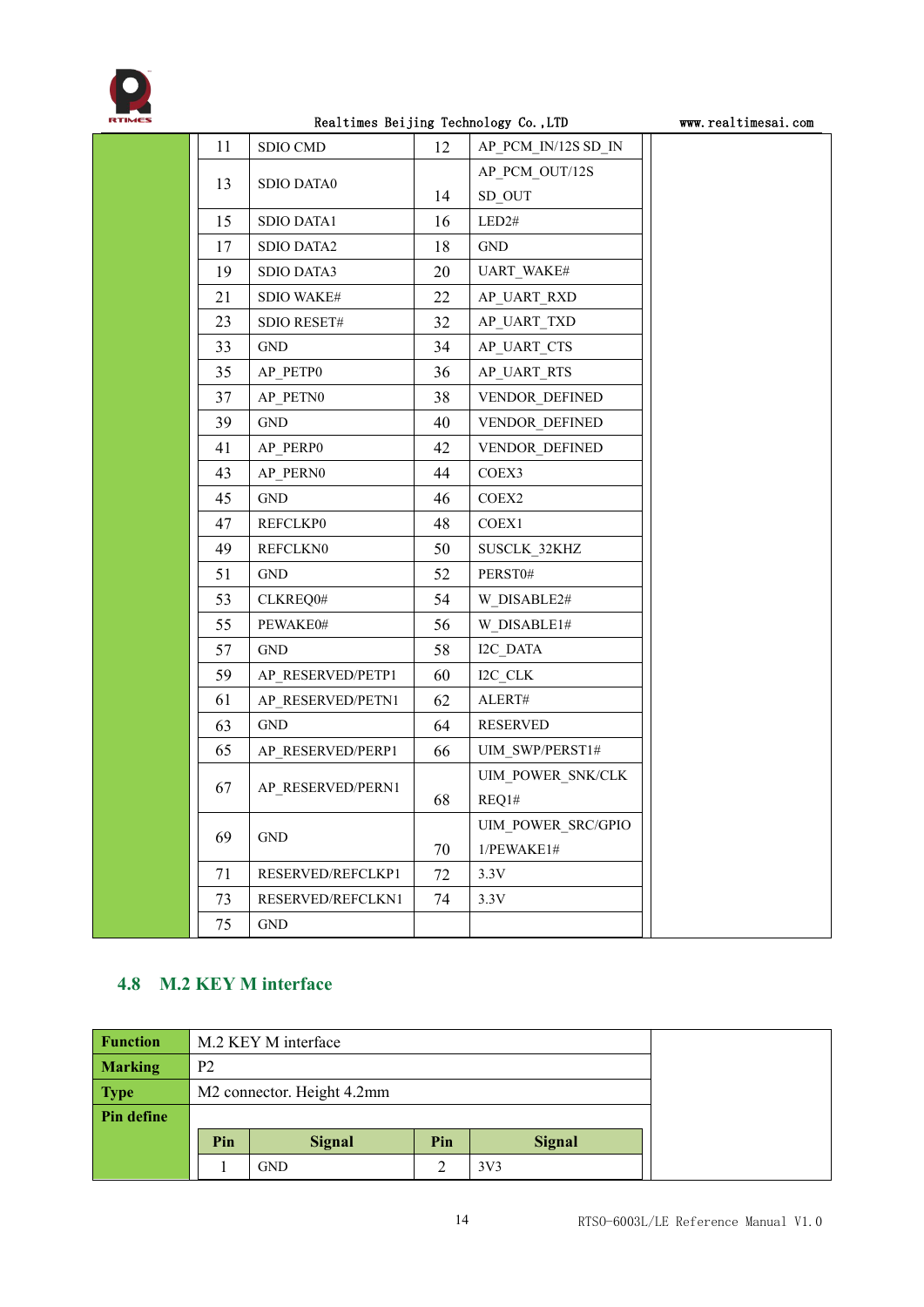| Pin | Signal | Pin | Signal |
|---|---|---|---|
| 11 | SDIO CMD | 12 | AP_PCM_IN/12S SD_IN |
| 13 | SDIO DATA0 | 14 | AP_PCM_OUT/12S SD_OUT |
| 15 | SDIO DATA1 | 16 | LED2# |
| 17 | SDIO DATA2 | 18 | GND |
| 19 | SDIO DATA3 | 20 | UART_WAKE# |
| 21 | SDIO WAKE# | 22 | AP_UART_RXD |
| 23 | SDIO RESET# | 32 | AP_UART_TXD |
| 33 | GND | 34 | AP_UART_CTS |
| 35 | AP_PETP0 | 36 | AP_UART_RTS |
| 37 | AP_PETN0 | 38 | VENDOR_DEFINED |
| 39 | GND | 40 | VENDOR_DEFINED |
| 41 | AP_PERP0 | 42 | VENDOR_DEFINED |
| 43 | AP_PERN0 | 44 | COEX3 |
| 45 | GND | 46 | COEX2 |
| 47 | REFCLKP0 | 48 | COEX1 |
| 49 | REFCLKN0 | 50 | SUSCLK_32KHZ |
| 51 | GND | 52 | PERST0# |
| 53 | CLKREQ0# | 54 | W_DISABLE2# |
| 55 | PEWAKE0# | 56 | W_DISABLE1# |
| 57 | GND | 58 | I2C_DATA |
| 59 | AP_RESERVED/PETP1 | 60 | I2C_CLK |
| 61 | AP_RESERVED/PETN1 | 62 | ALERT# |
| 63 | GND | 64 | RESERVED |
| 65 | AP_RESERVED/PERP1 | 66 | UIM_SWP/PERST1# |
| 67 | AP_RESERVED/PERN1 | 68 | UIM_POWER_SNK/CLKREQ1# |
| 69 | GND | 70 | UIM_POWER_SRC/GPIO1/PEWAKE1# |
| 71 | RESERVED/REFCLKP1 | 72 | 3.3V |
| 73 | RESERVED/REFCLKN1 | 74 | 3.3V |
| 75 | GND | | |

## 4.8 M.2 KEY M interface

| | |
|---|---|
| **Function** | M.2 KEY M interface |
| **Marking** | P2 |
| **Type** | M2 connector. Height 4.2mm |
| **Pin define** | |

| Pin | Signal | Pin | Signal |
|---|---|---|---|
| 1 | GND | 2 | 3V3 |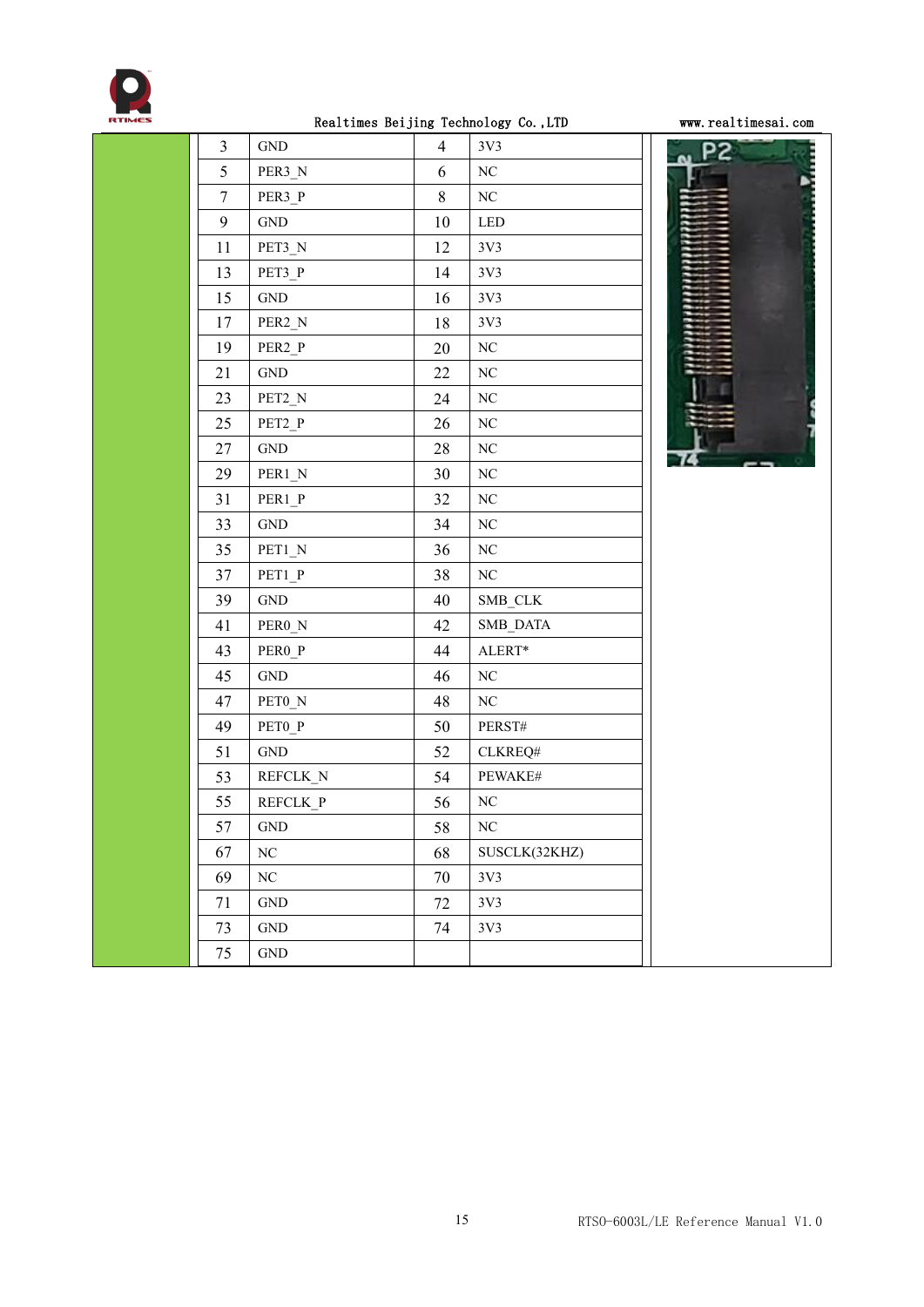| | | | | |
|---|---|---|---|---|
| 3 | GND | 4 | 3V3 |
| 5 | PER3_N | 6 | NC |
| 7 | PER3_P | 8 | NC |
| 9 | GND | 10 | LED |
| 11 | PET3_N | 12 | 3V3 |
| 13 | PET3_P | 14 | 3V3 |
| 15 | GND | 16 | 3V3 |
| 17 | PER2_N | 18 | 3V3 |
| 19 | PER2_P | 20 | NC |
| 21 | GND | 22 | NC |
| 23 | PET2_N | 24 | NC |
| 25 | PET2_P | 26 | NC |
| 27 | GND | 28 | NC |
| 29 | PER1_N | 30 | NC |
| 31 | PER1_P | 32 | NC |
| 33 | GND | 34 | NC |
| 35 | PET1_N | 36 | NC |
| 37 | PET1_P | 38 | NC |
| 39 | GND | 40 | SMB_CLK |
| 41 | PER0_N | 42 | SMB_DATA |
| 43 | PER0_P | 44 | ALERT* |
| 45 | GND | 46 | NC |
| 47 | PET0_N | 48 | NC |
| 49 | PET0_P | 50 | PERST# |
| 51 | GND | 52 | CLKREQ# |
| 53 | REFCLK_N | 54 | PEWAKE# |
| 55 | REFCLK_P | 56 | NC |
| 57 | GND | 58 | NC |
| 67 | NC | 68 | SUSCLK(32KHZ) |
| 69 | NC | 70 | 3V3 |
| 71 | GND | 72 | 3V3 |
| 73 | GND | 74 | 3V3 |
| 75 | GND | | |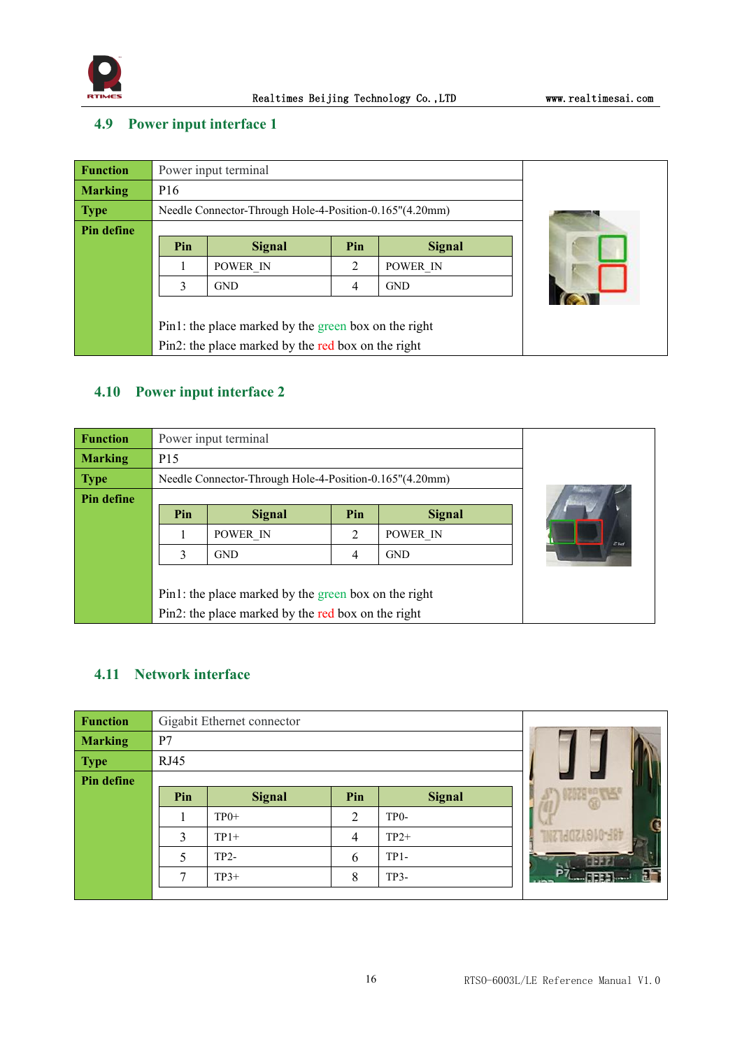## 4.9 Power input interface 1

| Function | Power input terminal |
|---|---|
| Marking | P16 |
| Type | Needle Connector-Through Hole-4-Position-0.165"(4.20mm) |
| Pin define | (see pin table below) |

| Pin | Signal | Pin | Signal |
|---|---|---|---|
| 1 | POWER_IN | 2 | POWER_IN |
| 3 | GND | 4 | GND |

Pin1: the place marked by the green box on the right

Pin2: the place marked by the red box on the right

## 4.10 Power input interface 2

| Function | Power input terminal |
|---|---|
| Marking | P15 |
| Type | Needle Connector-Through Hole-4-Position-0.165"(4.20mm) |
| Pin define | (see pin table below) |

| Pin | Signal | Pin | Signal |
|---|---|---|---|
| 1 | POWER_IN | 2 | POWER_IN |
| 3 | GND | 4 | GND |

Pin1: the place marked by the green box on the right

Pin2: the place marked by the red box on the right

## 4.11 Network interface

| Function | Gigabit Ethernet connector |
|---|---|
| Marking | P7 |
| Type | RJ45 |
| Pin define | (see pin table below) |

| Pin | Signal | Pin | Signal |
|---|---|---|---|
| 1 | TP0+ | 2 | TP0- |
| 3 | TP1+ | 4 | TP2+ |
| 5 | TP2- | 6 | TP1- |
| 7 | TP3+ | 8 | TP3- |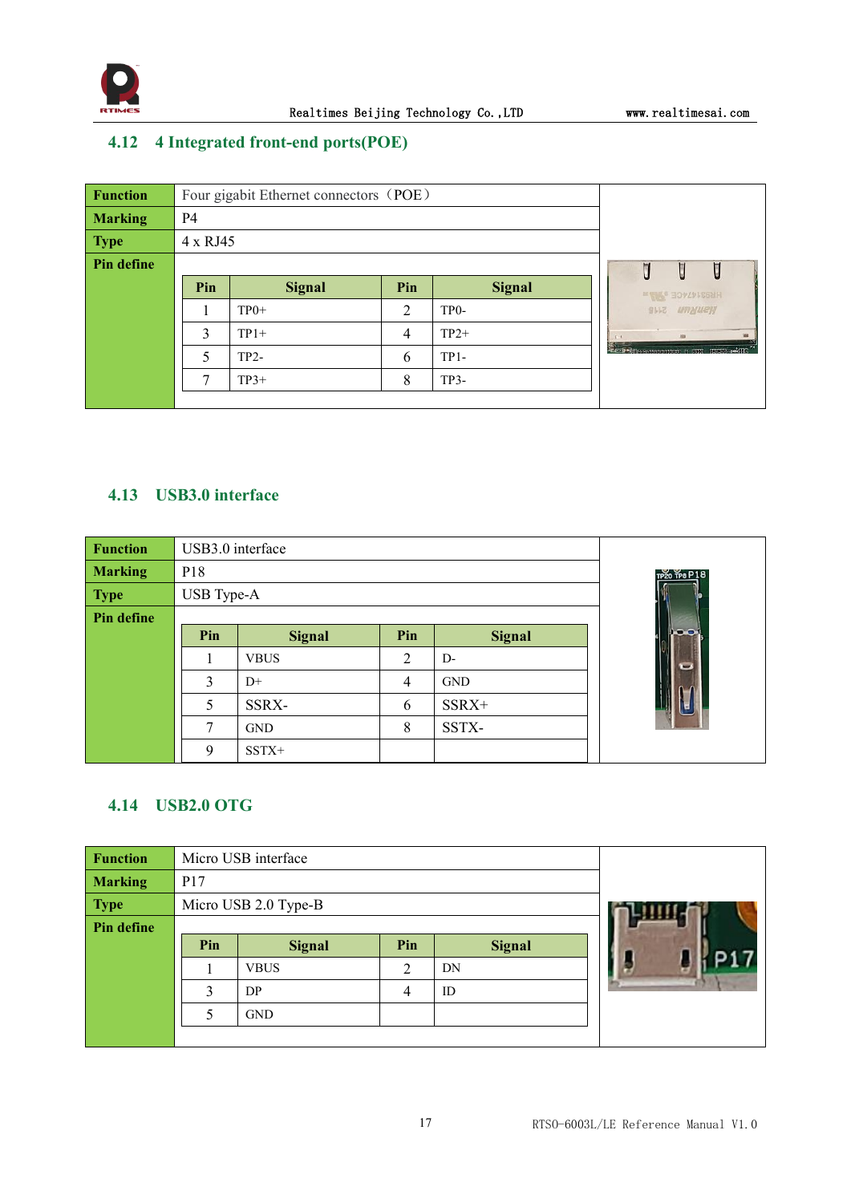## 4.12 4 Integrated front-end ports(POE)

| **Function** | Four gigabit Ethernet connectors（POE） |
|---|---|
| **Marking** | P4 |
| **Type** | 4 x RJ45 |
| **Pin define** | |

| Pin | Signal | Pin | Signal |
|---|---|---|---|
| 1 | TP0+ | 2 | TP0- |
| 3 | TP1+ | 4 | TP2+ |
| 5 | TP2- | 6 | TP1- |
| 7 | TP3+ | 8 | TP3- |

## 4.13 USB3.0 interface

| **Function** | USB3.0 interface |
|---|---|
| **Marking** | P18 |
| **Type** | USB Type-A |
| **Pin define** | |

| Pin | Signal | Pin | Signal |
|---|---|---|---|
| 1 | VBUS | 2 | D- |
| 3 | D+ | 4 | GND |
| 5 | SSRX- | 6 | SSRX+ |
| 7 | GND | 8 | SSTX- |
| 9 | SSTX+ | | |

## 4.14 USB2.0 OTG

| **Function** | Micro USB interface |
|---|---|
| **Marking** | P17 |
| **Type** | Micro USB 2.0 Type-B |
| **Pin define** | |

| Pin | Signal | Pin | Signal |
|---|---|---|---|
| 1 | VBUS | 2 | DN |
| 3 | DP | 4 | ID |
| 5 | GND | | |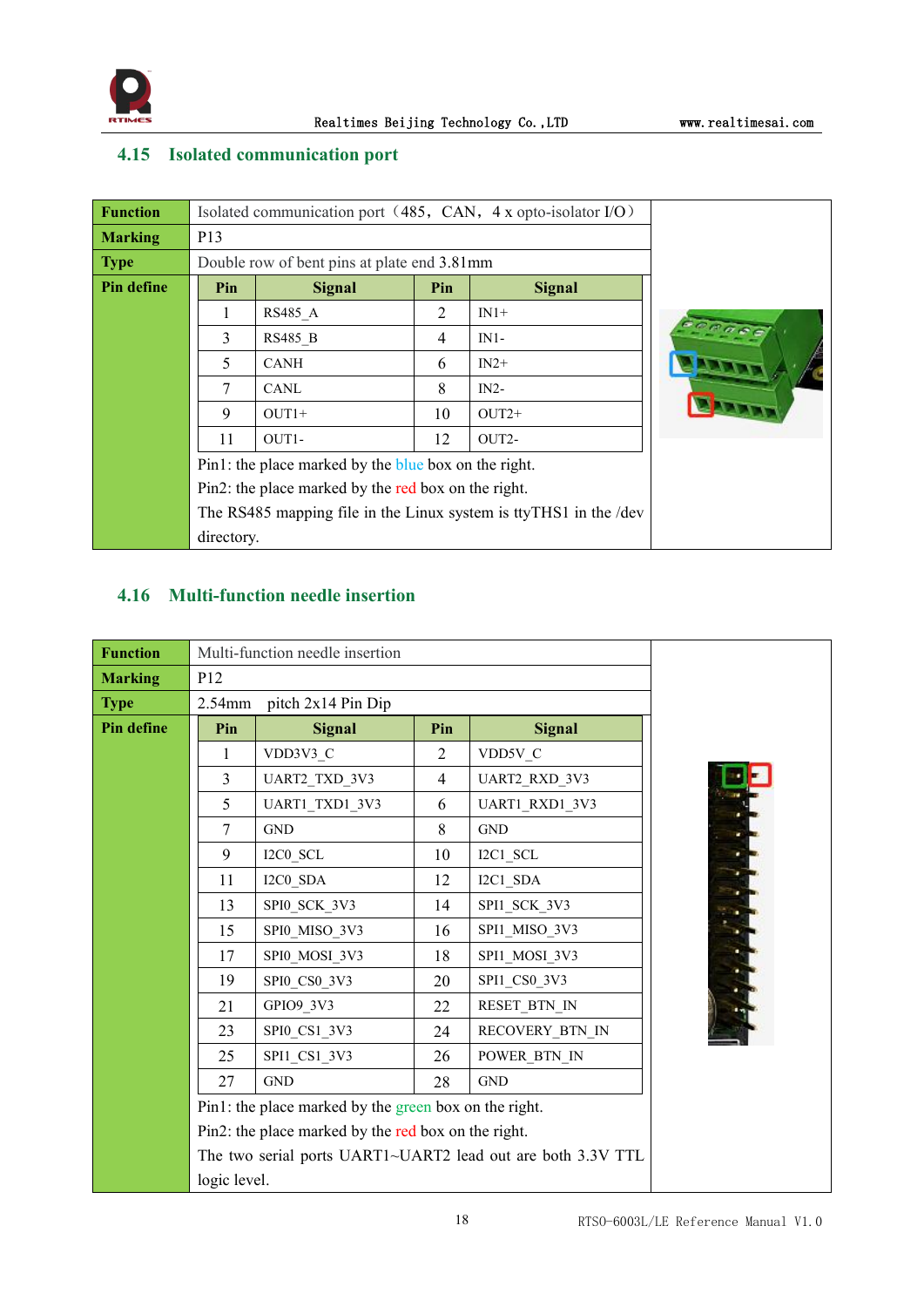## 4.15 Isolated communication port

| Function | Isolated communication port（485，CAN，4 x opto-isolator I/O） | | |
|---|---|---|---|
| Marking | P13 | | |
| Type | Double row of bent pins at plate end 3.81mm | | |

**Pin define**

| Pin | Signal | Pin | Signal |
|---|---|---|---|
| 1 | RS485_A | 2 | IN1+ |
| 3 | RS485_B | 4 | IN1- |
| 5 | CANH | 6 | IN2+ |
| 7 | CANL | 8 | IN2- |
| 9 | OUT1+ | 10 | OUT2+ |
| 11 | OUT1- | 12 | OUT2- |

Pin1: the place marked by the blue box on the right.

Pin2: the place marked by the red box on the right.

The RS485 mapping file in the Linux system is ttyTHS1 in the /dev directory.

## 4.16 Multi-function needle insertion

| Function | Multi-function needle insertion |
|---|---|
| Marking | P12 |
| Type | 2.54mm pitch 2x14 Pin Dip |

**Pin define**

| Pin | Signal | Pin | Signal |
|---|---|---|---|
| 1 | VDD3V3_C | 2 | VDD5V_C |
| 3 | UART2_TXD_3V3 | 4 | UART2_RXD_3V3 |
| 5 | UART1_TXD1_3V3 | 6 | UART1_RXD1_3V3 |
| 7 | GND | 8 | GND |
| 9 | I2C0_SCL | 10 | I2C1_SCL |
| 11 | I2C0_SDA | 12 | I2C1_SDA |
| 13 | SPI0_SCK_3V3 | 14 | SPI1_SCK_3V3 |
| 15 | SPI0_MISO_3V3 | 16 | SPI1_MISO_3V3 |
| 17 | SPI0_MOSI_3V3 | 18 | SPI1_MOSI_3V3 |
| 19 | SPI0_CS0_3V3 | 20 | SPI1_CS0_3V3 |
| 21 | GPIO9_3V3 | 22 | RESET_BTN_IN |
| 23 | SPI0_CS1_3V3 | 24 | RECOVERY_BTN_IN |
| 25 | SPI1_CS1_3V3 | 26 | POWER_BTN_IN |
| 27 | GND | 28 | GND |

Pin1: the place marked by the green box on the right.

Pin2: the place marked by the red box on the right.

The two serial ports UART1~UART2 lead out are both 3.3V TTL logic level.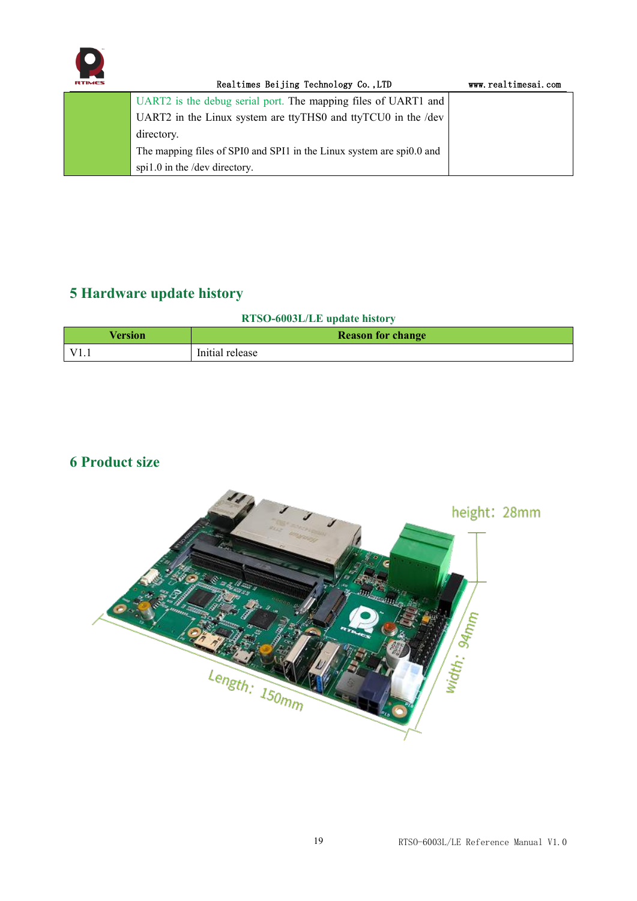| | UART2 is the debug serial port. The mapping files of UART1 and UART2 in the Linux system are ttyTHS0 and ttyTCU0 in the /dev directory.<br>The mapping files of SPI0 and SPI1 in the Linux system are spi0.0 and spi1.0 in the /dev directory. | |
|---|---|---|

## 5 Hardware update history

**RTSO-6003L/LE update history**

| Version | Reason for change |
|---|---|
| V1.1 | Initial release |

## 6 Product size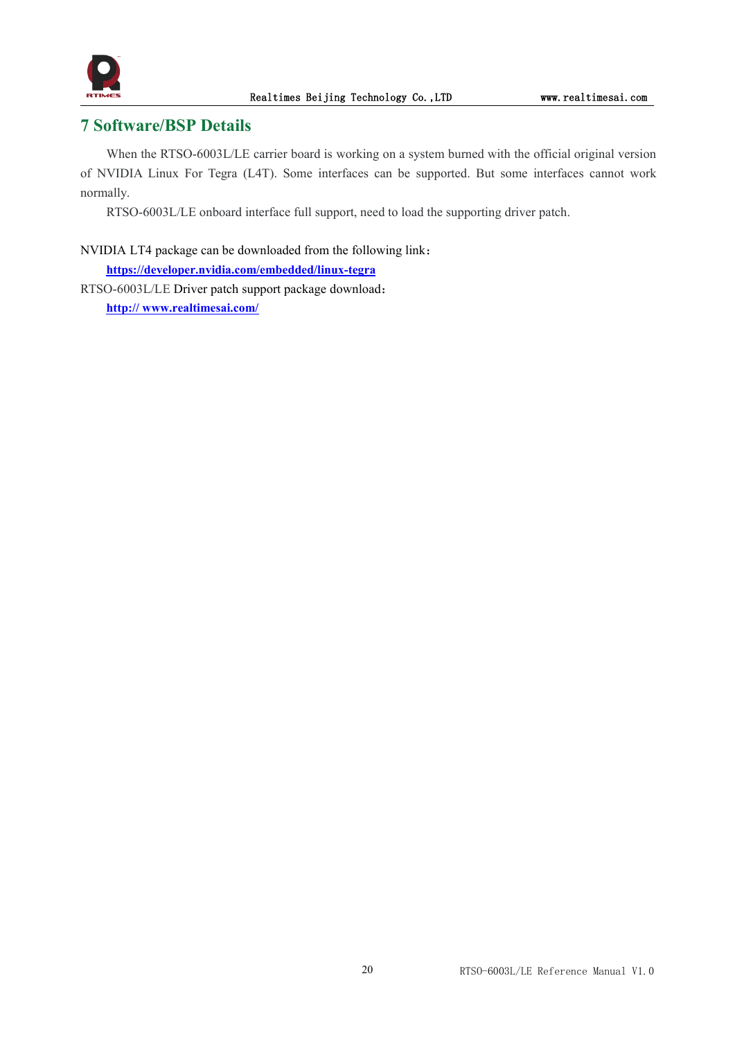# 7 Software/BSP Details

When the RTSO-6003L/LE carrier board is working on a system burned with the official original version of NVIDIA Linux For Tegra (L4T). Some interfaces can be supported. But some interfaces cannot work normally.

RTSO-6003L/LE onboard interface full support, need to load the supporting driver patch.

NVIDIA LT4 package can be downloaded from the following link：

**https://developer.nvidia.com/embedded/linux-tegra**

RTSO-6003L/LE Driver patch support package download：

**http:// www.realtimesai.com/**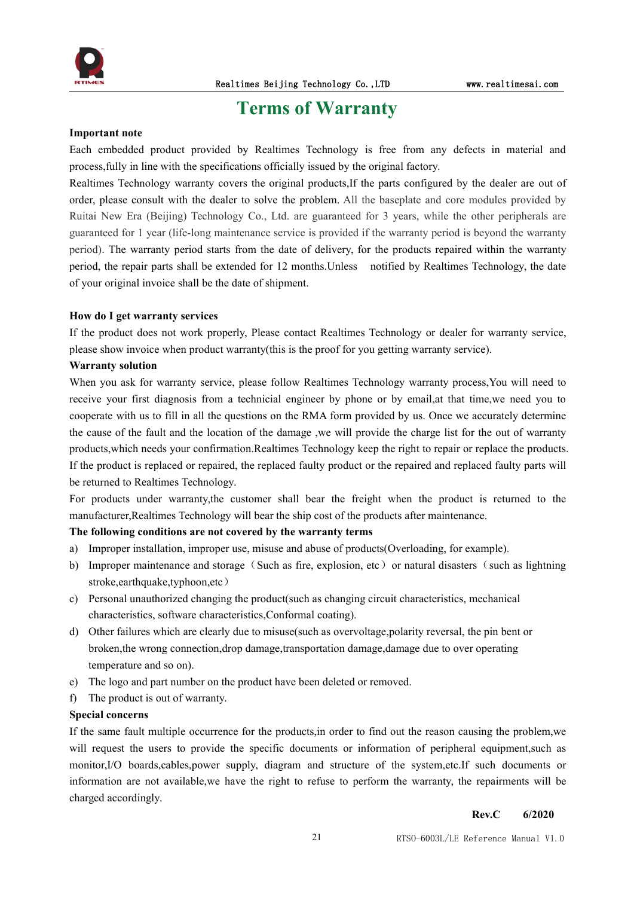# Terms of Warranty

**Important note**

Each embedded product provided by Realtimes Technology is free from any defects in material and process,fully in line with the specifications officially issued by the original factory.

Realtimes Technology warranty covers the original products,If the parts configured by the dealer are out of order, please consult with the dealer to solve the problem. All the baseplate and core modules provided by Ruitai New Era (Beijing) Technology Co., Ltd. are guaranteed for 3 years, while the other peripherals are guaranteed for 1 year (life-long maintenance service is provided if the warranty period is beyond the warranty period). The warranty period starts from the date of delivery, for the products repaired within the warranty period, the repair parts shall be extended for 12 months.Unless notified by Realtimes Technology, the date of your original invoice shall be the date of shipment.

**How do I get warranty services**

If the product does not work properly, Please contact Realtimes Technology or dealer for warranty service, please show invoice when product warranty(this is the proof for you getting warranty service).

**Warranty solution**

When you ask for warranty service, please follow Realtimes Technology warranty process,You will need to receive your first diagnosis from a technicial engineer by phone or by email,at that time,we need you to cooperate with us to fill in all the questions on the RMA form provided by us. Once we accurately determine the cause of the fault and the location of the damage ,we will provide the charge list for the out of warranty products,which needs your confirmation.Realtimes Technology keep the right to repair or replace the products. If the product is replaced or repaired, the replaced faulty product or the repaired and replaced faulty parts will be returned to Realtimes Technology.

For products under warranty,the customer shall bear the freight when the product is returned to the manufacturer,Realtimes Technology will bear the ship cost of the products after maintenance.

**The following conditions are not covered by the warranty terms**

a) Improper installation, improper use, misuse and abuse of products(Overloading, for example).
b) Improper maintenance and storage（Such as fire, explosion, etc）or natural disasters（such as lightning stroke,earthquake,typhoon,etc）
c) Personal unauthorized changing the product(such as changing circuit characteristics, mechanical characteristics, software characteristics,Conformal coating).
d) Other failures which are clearly due to misuse(such as overvoltage,polarity reversal, the pin bent or broken,the wrong connection,drop damage,transportation damage,damage due to over operating temperature and so on).
e) The logo and part number on the product have been deleted or removed.
f) The product is out of warranty.

**Special concerns**

If the same fault multiple occurrence for the products,in order to find out the reason causing the problem,we will request the users to provide the specific documents or information of peripheral equipment,such as monitor,I/O boards,cables,power supply, diagram and structure of the system,etc.If such documents or information are not available,we have the right to refuse to perform the warranty, the repairments will be charged accordingly.

**Rev.C 6/2020**